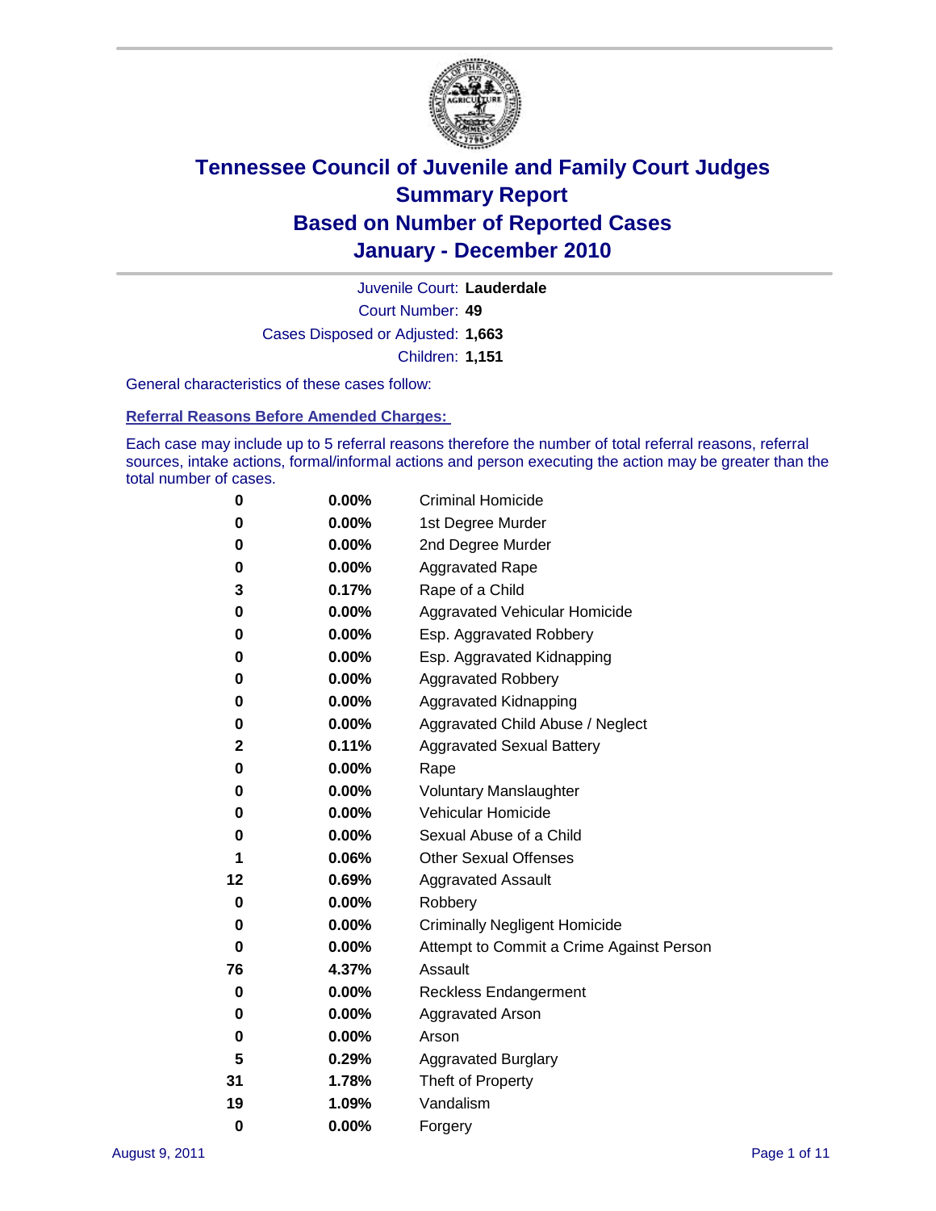# Tennessee Council of Juvenile and Family Court Judges
## Summary Report
## Based on Number of Reported Cases
## January - December 2010

Juvenile Court: **Lauderdale**

Court Number: **49**

Cases Disposed or Adjusted: **1,663**

Children: **1,151**

General characteristics of these cases follow:

### Referral Reasons Before Amended Charges:

Each case may include up to 5 referral reasons therefore the number of total referral reasons, referral sources, intake actions, formal/informal actions and person executing the action may be greater than the total number of cases.

| | | |
|---|---|---|
| 0 | 0.00% | Criminal Homicide |
| 0 | 0.00% | 1st Degree Murder |
| 0 | 0.00% | 2nd Degree Murder |
| 0 | 0.00% | Aggravated Rape |
| 3 | 0.17% | Rape of a Child |
| 0 | 0.00% | Aggravated Vehicular Homicide |
| 0 | 0.00% | Esp. Aggravated Robbery |
| 0 | 0.00% | Esp. Aggravated Kidnapping |
| 0 | 0.00% | Aggravated Robbery |
| 0 | 0.00% | Aggravated Kidnapping |
| 0 | 0.00% | Aggravated Child Abuse / Neglect |
| 2 | 0.11% | Aggravated Sexual Battery |
| 0 | 0.00% | Rape |
| 0 | 0.00% | Voluntary Manslaughter |
| 0 | 0.00% | Vehicular Homicide |
| 0 | 0.00% | Sexual Abuse of a Child |
| 1 | 0.06% | Other Sexual Offenses |
| 12 | 0.69% | Aggravated Assault |
| 0 | 0.00% | Robbery |
| 0 | 0.00% | Criminally Negligent Homicide |
| 0 | 0.00% | Attempt to Commit a Crime Against Person |
| 76 | 4.37% | Assault |
| 0 | 0.00% | Reckless Endangerment |
| 0 | 0.00% | Aggravated Arson |
| 0 | 0.00% | Arson |
| 5 | 0.29% | Aggravated Burglary |
| 31 | 1.78% | Theft of Property |
| 19 | 1.09% | Vandalism |
| 0 | 0.00% | Forgery |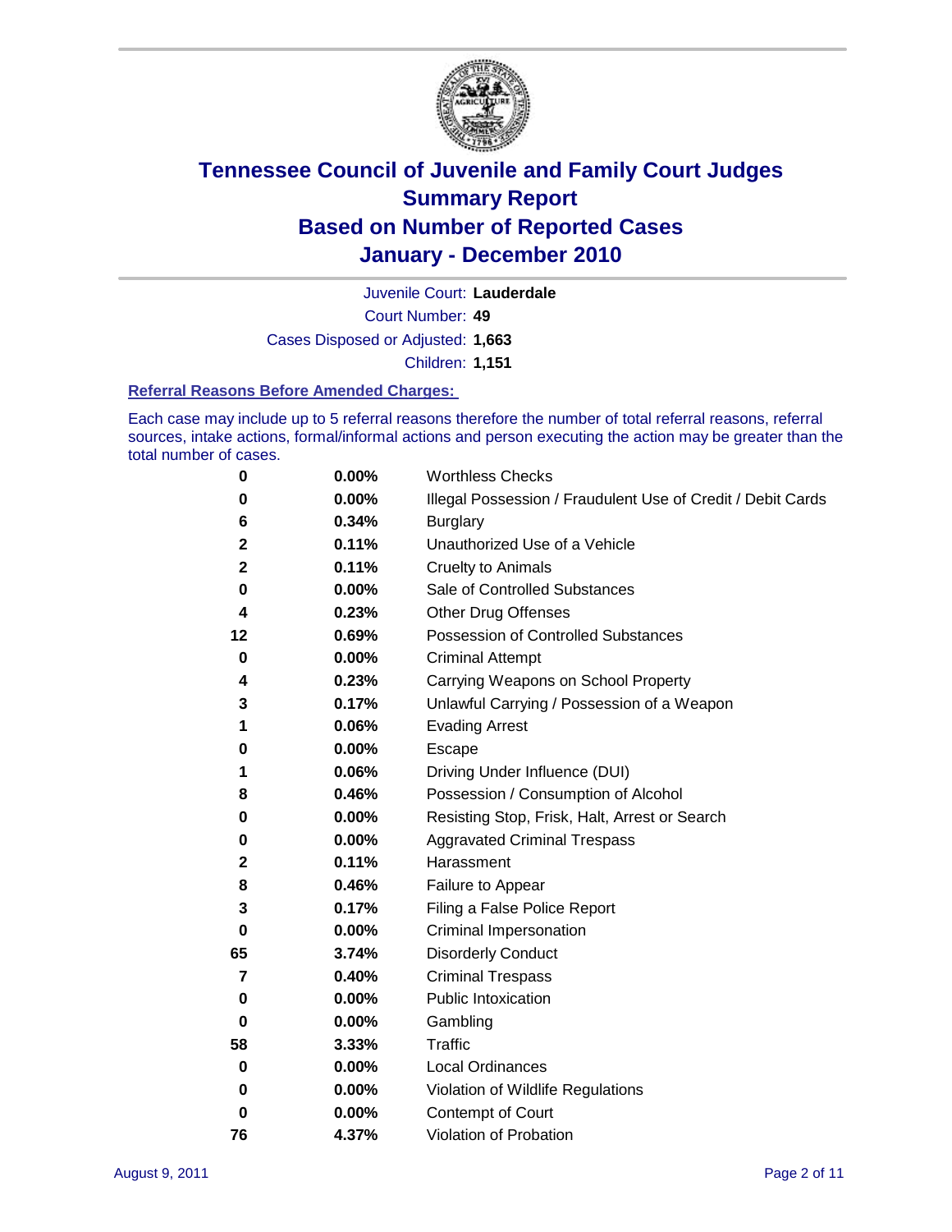# Tennessee Council of Juvenile and Family Court Judges
# Summary Report
# Based on Number of Reported Cases
# January - December 2010

Juvenile Court: **Lauderdale**

Court Number: **49**

Cases Disposed or Adjusted: **1,663**

Children: **1,151**

### Referral Reasons Before Amended Charges:

Each case may include up to 5 referral reasons therefore the number of total referral reasons, referral sources, intake actions, formal/informal actions and person executing the action may be greater than the total number of cases.

| | | |
|---|---|---|
| 0 | 0.00% | Worthless Checks |
| 0 | 0.00% | Illegal Possession / Fraudulent Use of Credit / Debit Cards |
| 6 | 0.34% | Burglary |
| 2 | 0.11% | Unauthorized Use of a Vehicle |
| 2 | 0.11% | Cruelty to Animals |
| 0 | 0.00% | Sale of Controlled Substances |
| 4 | 0.23% | Other Drug Offenses |
| 12 | 0.69% | Possession of Controlled Substances |
| 0 | 0.00% | Criminal Attempt |
| 4 | 0.23% | Carrying Weapons on School Property |
| 3 | 0.17% | Unlawful Carrying / Possession of a Weapon |
| 1 | 0.06% | Evading Arrest |
| 0 | 0.00% | Escape |
| 1 | 0.06% | Driving Under Influence (DUI) |
| 8 | 0.46% | Possession / Consumption of Alcohol |
| 0 | 0.00% | Resisting Stop, Frisk, Halt, Arrest or Search |
| 0 | 0.00% | Aggravated Criminal Trespass |
| 2 | 0.11% | Harassment |
| 8 | 0.46% | Failure to Appear |
| 3 | 0.17% | Filing a False Police Report |
| 0 | 0.00% | Criminal Impersonation |
| 65 | 3.74% | Disorderly Conduct |
| 7 | 0.40% | Criminal Trespass |
| 0 | 0.00% | Public Intoxication |
| 0 | 0.00% | Gambling |
| 58 | 3.33% | Traffic |
| 0 | 0.00% | Local Ordinances |
| 0 | 0.00% | Violation of Wildlife Regulations |
| 0 | 0.00% | Contempt of Court |
| 76 | 4.37% | Violation of Probation |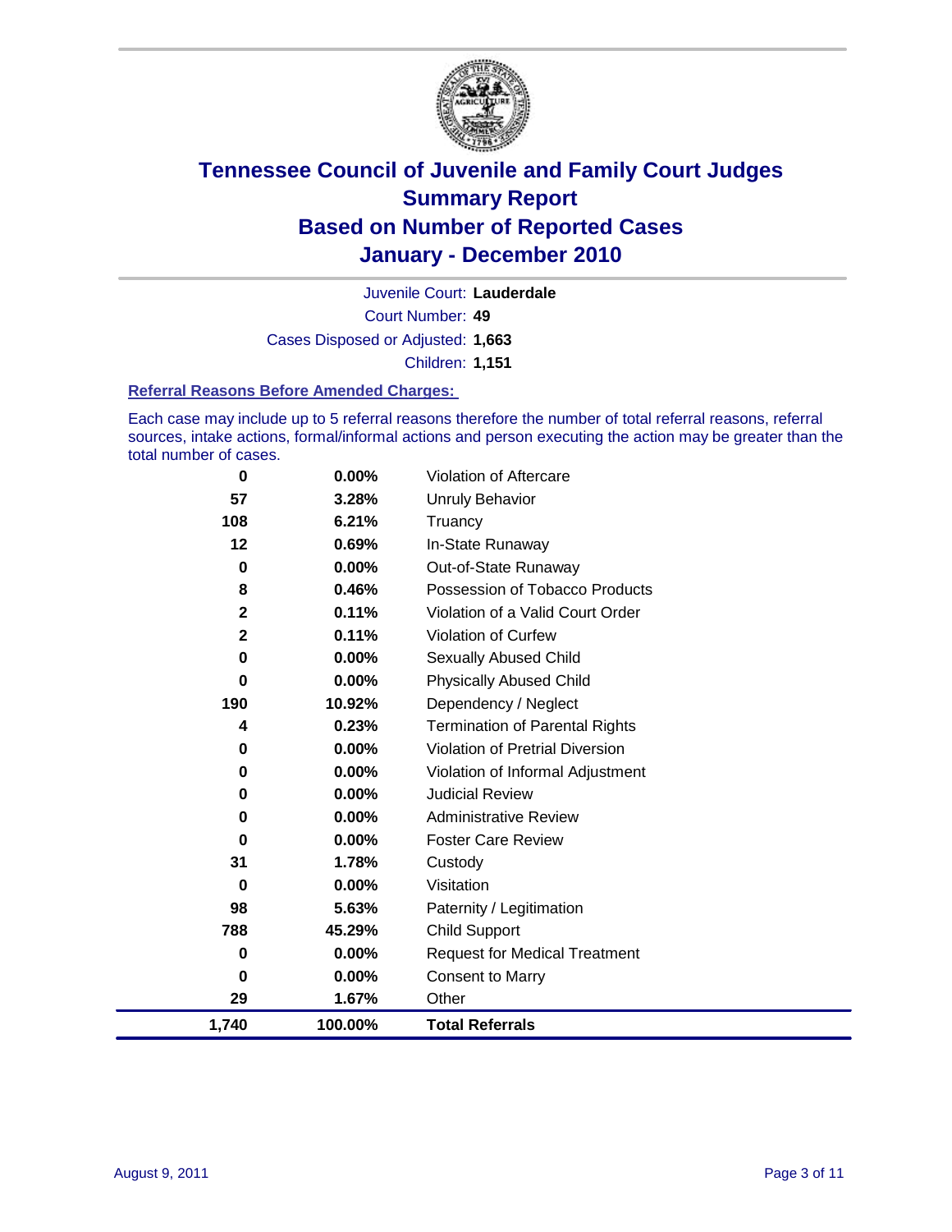# Tennessee Council of Juvenile and Family Court Judges
## Summary Report
## Based on Number of Reported Cases
## January - December 2010

Juvenile Court: **Lauderdale**

Court Number: **49**

Cases Disposed or Adjusted: **1,663**

Children: **1,151**

### Referral Reasons Before Amended Charges:

Each case may include up to 5 referral reasons therefore the number of total referral reasons, referral sources, intake actions, formal/informal actions and person executing the action may be greater than the total number of cases.

| | | |
|---|---|---|
| 0 | 0.00% | Violation of Aftercare |
| 57 | 3.28% | Unruly Behavior |
| 108 | 6.21% | Truancy |
| 12 | 0.69% | In-State Runaway |
| 0 | 0.00% | Out-of-State Runaway |
| 8 | 0.46% | Possession of Tobacco Products |
| 2 | 0.11% | Violation of a Valid Court Order |
| 2 | 0.11% | Violation of Curfew |
| 0 | 0.00% | Sexually Abused Child |
| 0 | 0.00% | Physically Abused Child |
| 190 | 10.92% | Dependency / Neglect |
| 4 | 0.23% | Termination of Parental Rights |
| 0 | 0.00% | Violation of Pretrial Diversion |
| 0 | 0.00% | Violation of Informal Adjustment |
| 0 | 0.00% | Judicial Review |
| 0 | 0.00% | Administrative Review |
| 0 | 0.00% | Foster Care Review |
| 31 | 1.78% | Custody |
| 0 | 0.00% | Visitation |
| 98 | 5.63% | Paternity / Legitimation |
| 788 | 45.29% | Child Support |
| 0 | 0.00% | Request for Medical Treatment |
| 0 | 0.00% | Consent to Marry |
| 29 | 1.67% | Other |
| **1,740** | **100.00%** | **Total Referrals** |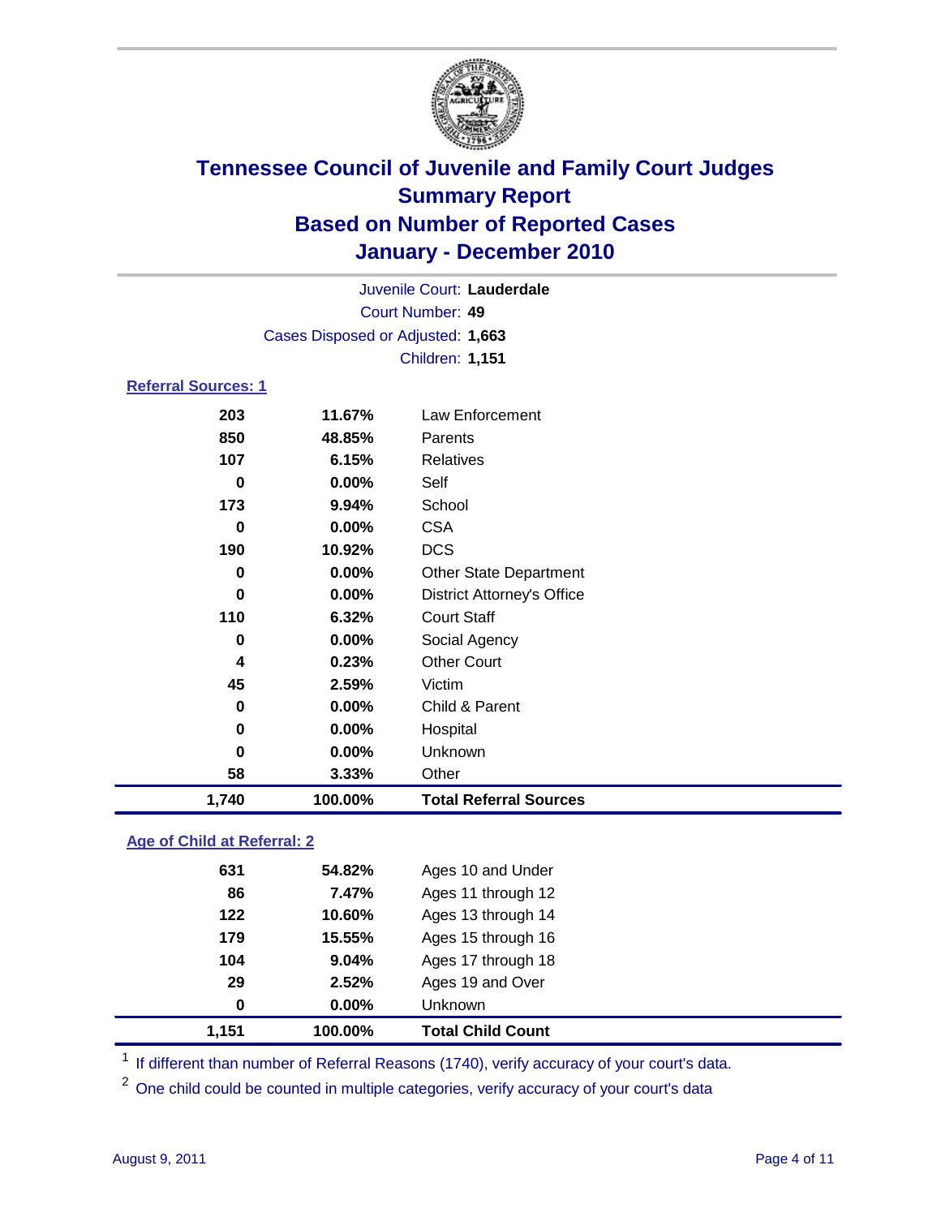# Tennessee Council of Juvenile and Family Court Judges
## Summary Report
## Based on Number of Reported Cases
## January - December 2010

Juvenile Court: **Lauderdale**
Court Number: **49**
Cases Disposed or Adjusted: **1,663**
Children: **1,151**

### Referral Sources: 1

| | | |
|---|---|---|
| 203 | 11.67% | Law Enforcement |
| 850 | 48.85% | Parents |
| 107 | 6.15% | Relatives |
| 0 | 0.00% | Self |
| 173 | 9.94% | School |
| 0 | 0.00% | CSA |
| 190 | 10.92% | DCS |
| 0 | 0.00% | Other State Department |
| 0 | 0.00% | District Attorney's Office |
| 110 | 6.32% | Court Staff |
| 0 | 0.00% | Social Agency |
| 4 | 0.23% | Other Court |
| 45 | 2.59% | Victim |
| 0 | 0.00% | Child & Parent |
| 0 | 0.00% | Hospital |
| 0 | 0.00% | Unknown |
| 58 | 3.33% | Other |
| **1,740** | **100.00%** | **Total Referral Sources** |

### Age of Child at Referral: 2

| | | |
|---|---|---|
| 631 | 54.82% | Ages 10 and Under |
| 86 | 7.47% | Ages 11 through 12 |
| 122 | 10.60% | Ages 13 through 14 |
| 179 | 15.55% | Ages 15 through 16 |
| 104 | 9.04% | Ages 17 through 18 |
| 29 | 2.52% | Ages 19 and Over |
| 0 | 0.00% | Unknown |
| **1,151** | **100.00%** | **Total Child Count** |

[1] If different than number of Referral Reasons (1740), verify accuracy of your court's data.

[2] One child could be counted in multiple categories, verify accuracy of your court's data

August 9, 2011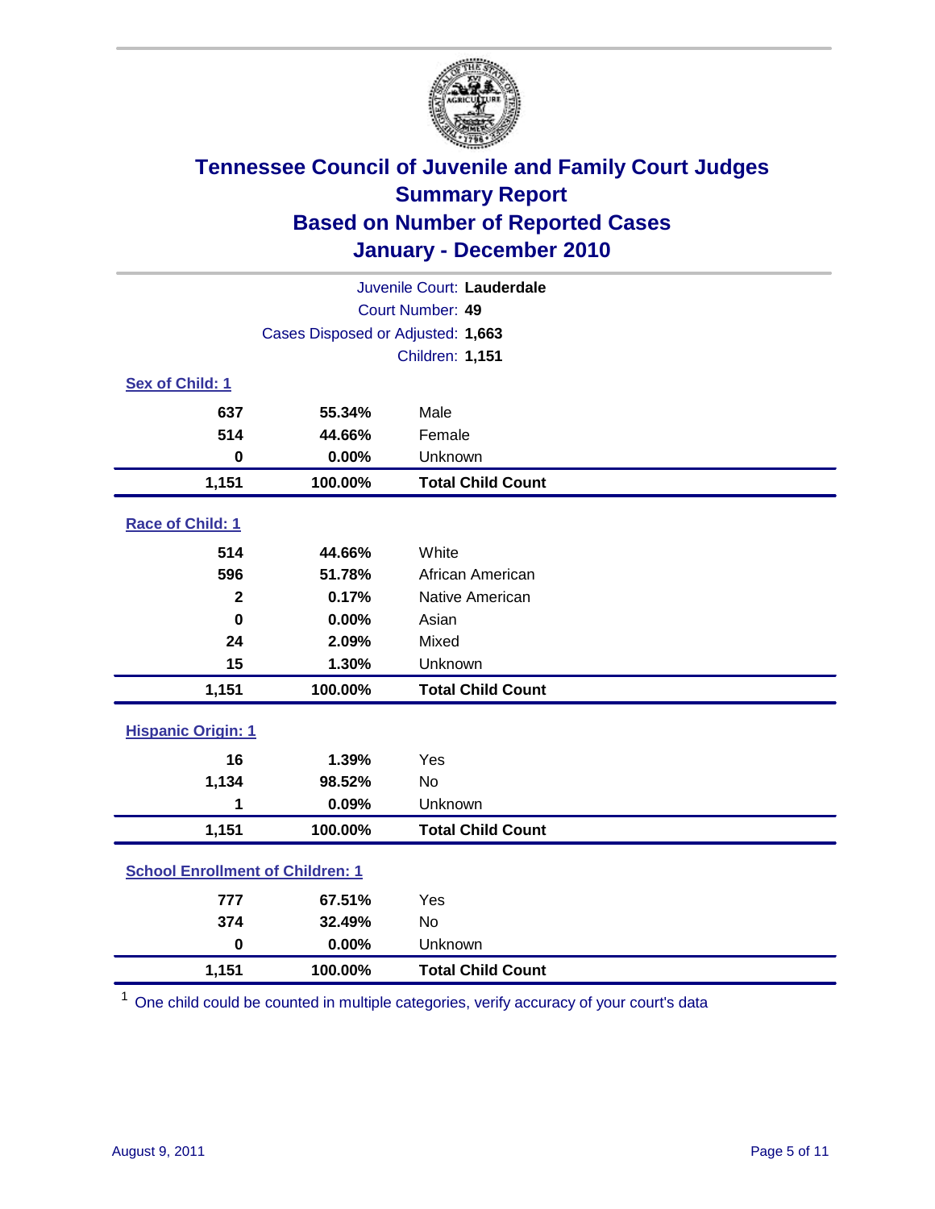# Tennessee Council of Juvenile and Family Court Judges
## Summary Report
## Based on Number of Reported Cases
## January - December 2010

Juvenile Court: **Lauderdale**

Court Number: **49**

Cases Disposed or Adjusted: **1,663**

Children: **1,151**

### Sex of Child: 1

| | | |
|---|---|---|
| 637 | 55.34% | Male |
| 514 | 44.66% | Female |
| 0 | 0.00% | Unknown |
| **1,151** | **100.00%** | **Total Child Count** |

### Race of Child: 1

| | | |
|---|---|---|
| 514 | 44.66% | White |
| 596 | 51.78% | African American |
| 2 | 0.17% | Native American |
| 0 | 0.00% | Asian |
| 24 | 2.09% | Mixed |
| 15 | 1.30% | Unknown |
| **1,151** | **100.00%** | **Total Child Count** |

### Hispanic Origin: 1

| | | |
|---|---|---|
| 16 | 1.39% | Yes |
| 1,134 | 98.52% | No |
| 1 | 0.09% | Unknown |
| **1,151** | **100.00%** | **Total Child Count** |

### School Enrollment of Children: 1

| | | |
|---|---|---|
| 777 | 67.51% | Yes |
| 374 | 32.49% | No |
| 0 | 0.00% | Unknown |
| **1,151** | **100.00%** | **Total Child Count** |

[1] One child could be counted in multiple categories, verify accuracy of your court's data

August 9, 2011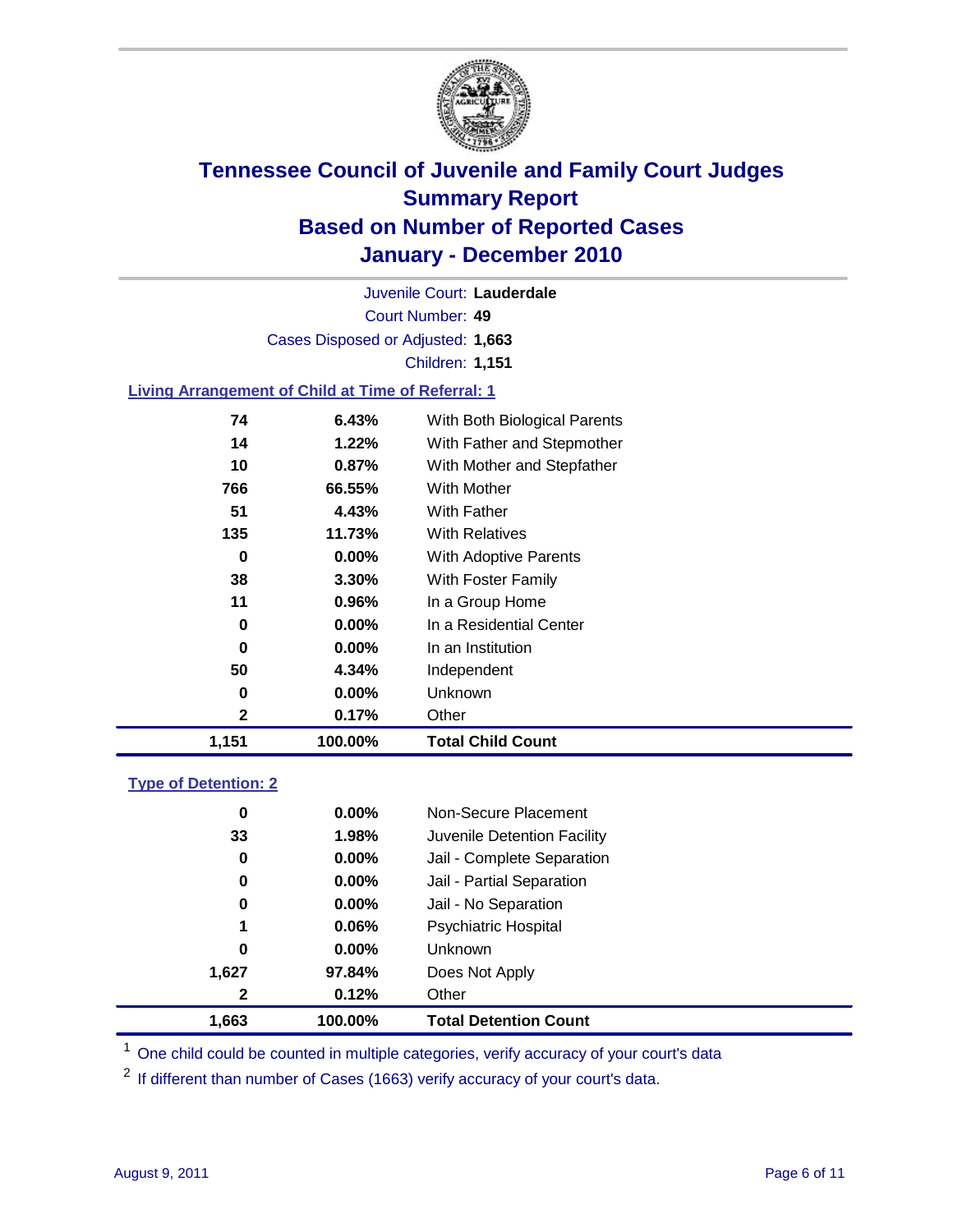# Tennessee Council of Juvenile and Family Court Judges
# Summary Report
# Based on Number of Reported Cases
# January - December 2010

Juvenile Court: **Lauderdale**

Court Number: **49**

Cases Disposed or Adjusted: **1,663**

Children: **1,151**

### Living Arrangement of Child at Time of Referral: 1

| Count | Percent | Category |
|---|---|---|
| 74 | 6.43% | With Both Biological Parents |
| 14 | 1.22% | With Father and Stepmother |
| 10 | 0.87% | With Mother and Stepfather |
| 766 | 66.55% | With Mother |
| 51 | 4.43% | With Father |
| 135 | 11.73% | With Relatives |
| 0 | 0.00% | With Adoptive Parents |
| 38 | 3.30% | With Foster Family |
| 11 | 0.96% | In a Group Home |
| 0 | 0.00% | In a Residential Center |
| 0 | 0.00% | In an Institution |
| 50 | 4.34% | Independent |
| 0 | 0.00% | Unknown |
| 2 | 0.17% | Other |
| **1,151** | **100.00%** | **Total Child Count** |

### Type of Detention: 2

| Count | Percent | Category |
|---|---|---|
| 0 | 0.00% | Non-Secure Placement |
| 33 | 1.98% | Juvenile Detention Facility |
| 0 | 0.00% | Jail - Complete Separation |
| 0 | 0.00% | Jail - Partial Separation |
| 0 | 0.00% | Jail - No Separation |
| 1 | 0.06% | Psychiatric Hospital |
| 0 | 0.00% | Unknown |
| 1,627 | 97.84% | Does Not Apply |
| 2 | 0.12% | Other |
| **1,663** | **100.00%** | **Total Detention Count** |

[1] One child could be counted in multiple categories, verify accuracy of your court's data

[2] If different than number of Cases (1663) verify accuracy of your court's data.

August 9, 2011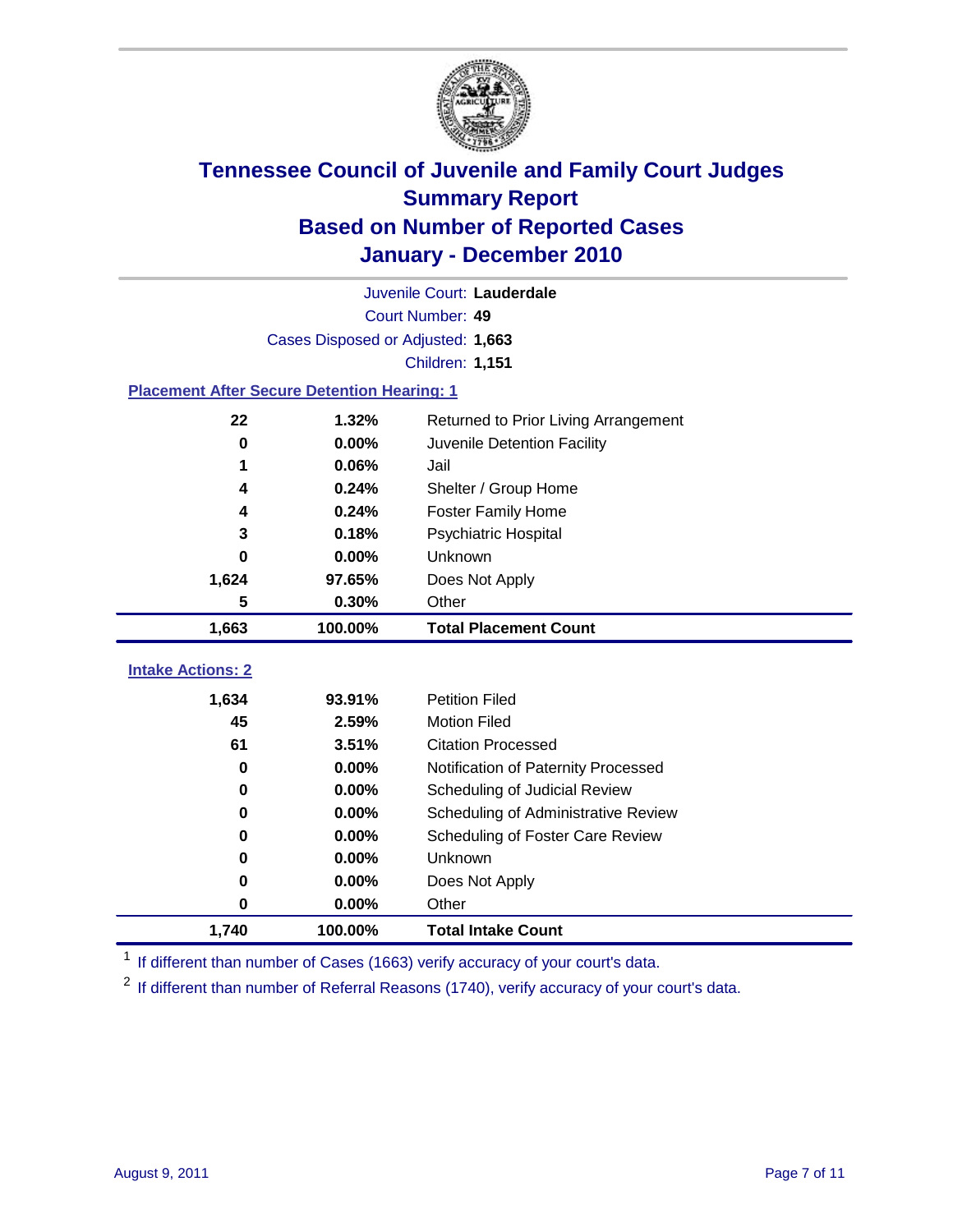# Tennessee Council of Juvenile and Family Court Judges
## Summary Report
## Based on Number of Reported Cases
## January - December 2010

Juvenile Court: **Lauderdale**

Court Number: **49**

Cases Disposed or Adjusted: **1,663**

Children: **1,151**

### Placement After Secure Detention Hearing: 1

| Count | Percent | Placement |
|---|---|---|
| 22 | 1.32% | Returned to Prior Living Arrangement |
| 0 | 0.00% | Juvenile Detention Facility |
| 1 | 0.06% | Jail |
| 4 | 0.24% | Shelter / Group Home |
| 4 | 0.24% | Foster Family Home |
| 3 | 0.18% | Psychiatric Hospital |
| 0 | 0.00% | Unknown |
| 1,624 | 97.65% | Does Not Apply |
| 5 | 0.30% | Other |
| **1,663** | **100.00%** | **Total Placement Count** |

### Intake Actions: 2

| Count | Percent | Intake Action |
|---|---|---|
| 1,634 | 93.91% | Petition Filed |
| 45 | 2.59% | Motion Filed |
| 61 | 3.51% | Citation Processed |
| 0 | 0.00% | Notification of Paternity Processed |
| 0 | 0.00% | Scheduling of Judicial Review |
| 0 | 0.00% | Scheduling of Administrative Review |
| 0 | 0.00% | Scheduling of Foster Care Review |
| 0 | 0.00% | Unknown |
| 0 | 0.00% | Does Not Apply |
| 0 | 0.00% | Other |
| **1,740** | **100.00%** | **Total Intake Count** |

[1] If different than number of Cases (1663) verify accuracy of your court's data.

[2] If different than number of Referral Reasons (1740), verify accuracy of your court's data.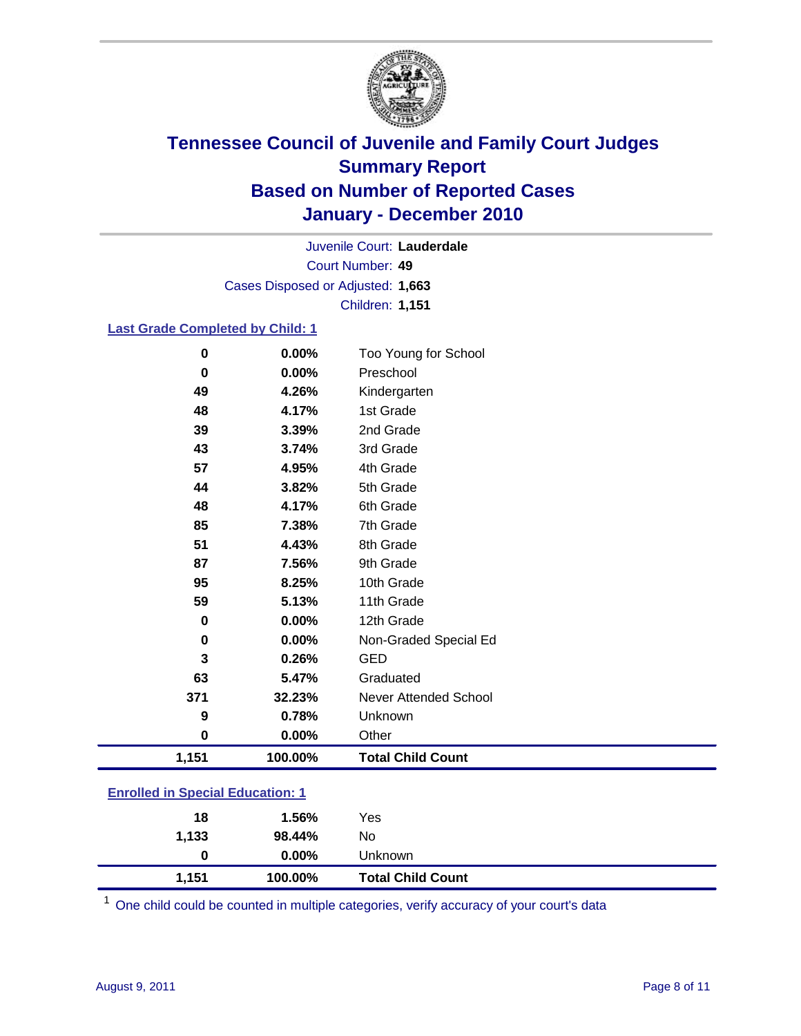# Tennessee Council of Juvenile and Family Court Judges
## Summary Report
## Based on Number of Reported Cases
## January - December 2010

Juvenile Court: **Lauderdale**

Court Number: **49**

Cases Disposed or Adjusted: **1,663**

Children: **1,151**

### Last Grade Completed by Child: 1

| Count | Percent | Category |
|---|---|---|
| 0 | 0.00% | Too Young for School |
| 0 | 0.00% | Preschool |
| 49 | 4.26% | Kindergarten |
| 48 | 4.17% | 1st Grade |
| 39 | 3.39% | 2nd Grade |
| 43 | 3.74% | 3rd Grade |
| 57 | 4.95% | 4th Grade |
| 44 | 3.82% | 5th Grade |
| 48 | 4.17% | 6th Grade |
| 85 | 7.38% | 7th Grade |
| 51 | 4.43% | 8th Grade |
| 87 | 7.56% | 9th Grade |
| 95 | 8.25% | 10th Grade |
| 59 | 5.13% | 11th Grade |
| 0 | 0.00% | 12th Grade |
| 0 | 0.00% | Non-Graded Special Ed |
| 3 | 0.26% | GED |
| 63 | 5.47% | Graduated |
| 371 | 32.23% | Never Attended School |
| 9 | 0.78% | Unknown |
| 0 | 0.00% | Other |
| **1,151** | **100.00%** | **Total Child Count** |

### Enrolled in Special Education: 1

| Count | Percent | Category |
|---|---|---|
| 18 | 1.56% | Yes |
| 1,133 | 98.44% | No |
| 0 | 0.00% | Unknown |
| **1,151** | **100.00%** | **Total Child Count** |

[1] One child could be counted in multiple categories, verify accuracy of your court's data

August 9, 2011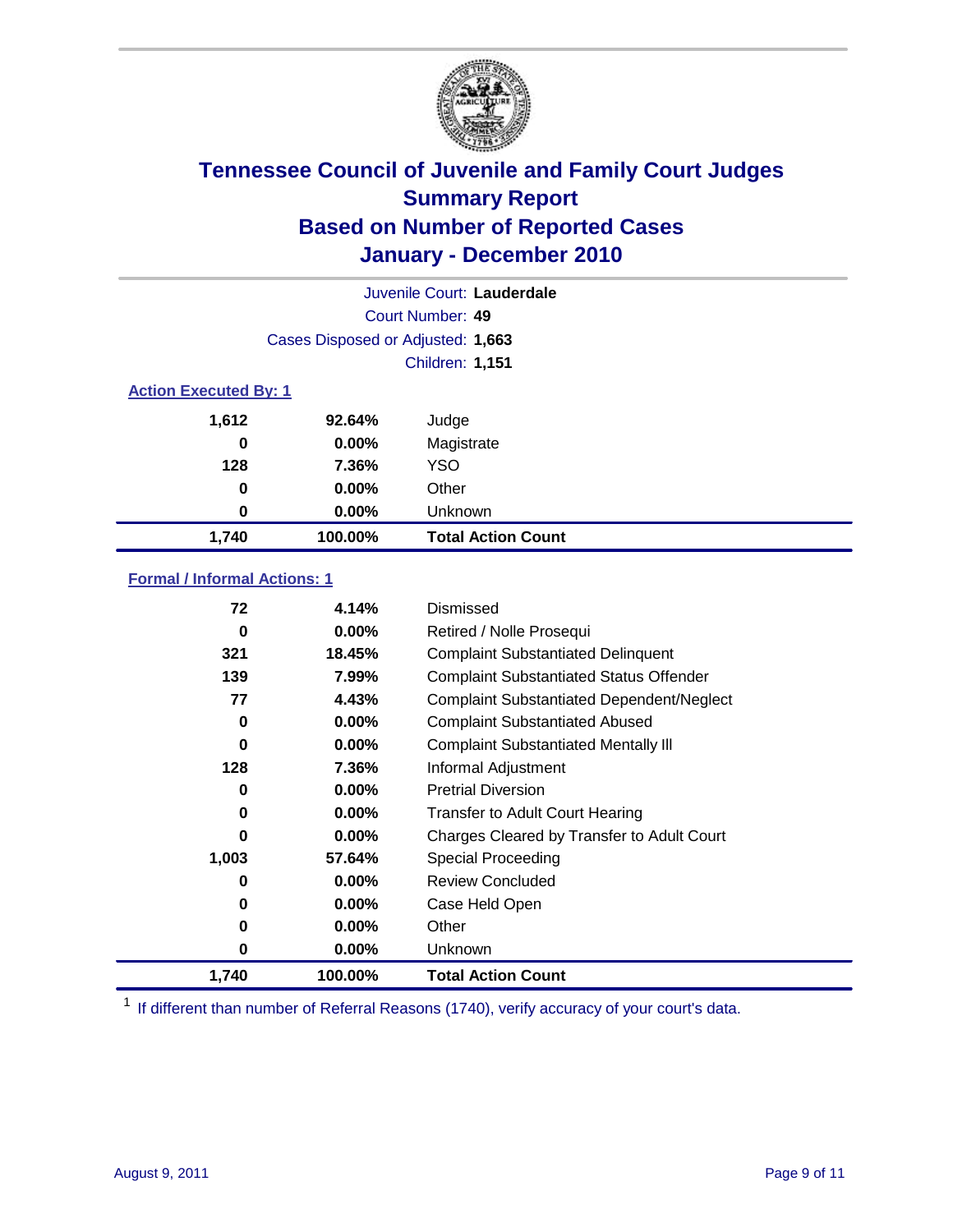# Tennessee Council of Juvenile and Family Court Judges
## Summary Report
## Based on Number of Reported Cases
## January - December 2010

Juvenile Court: **Lauderdale**

Court Number: **49**

Cases Disposed or Adjusted: **1,663**

Children: **1,151**

### Action Executed By: 1

| | | |
|---|---|---|
| 1,612 | 92.64% | Judge |
| 0 | 0.00% | Magistrate |
| 128 | 7.36% | YSO |
| 0 | 0.00% | Other |
| 0 | 0.00% | Unknown |
| **1,740** | **100.00%** | **Total Action Count** |

### Formal / Informal Actions: 1

| | | |
|---|---|---|
| 72 | 4.14% | Dismissed |
| 0 | 0.00% | Retired / Nolle Prosequi |
| 321 | 18.45% | Complaint Substantiated Delinquent |
| 139 | 7.99% | Complaint Substantiated Status Offender |
| 77 | 4.43% | Complaint Substantiated Dependent/Neglect |
| 0 | 0.00% | Complaint Substantiated Abused |
| 0 | 0.00% | Complaint Substantiated Mentally Ill |
| 128 | 7.36% | Informal Adjustment |
| 0 | 0.00% | Pretrial Diversion |
| 0 | 0.00% | Transfer to Adult Court Hearing |
| 0 | 0.00% | Charges Cleared by Transfer to Adult Court |
| 1,003 | 57.64% | Special Proceeding |
| 0 | 0.00% | Review Concluded |
| 0 | 0.00% | Case Held Open |
| 0 | 0.00% | Other |
| 0 | 0.00% | Unknown |
| **1,740** | **100.00%** | **Total Action Count** |

[1] If different than number of Referral Reasons (1740), verify accuracy of your court's data.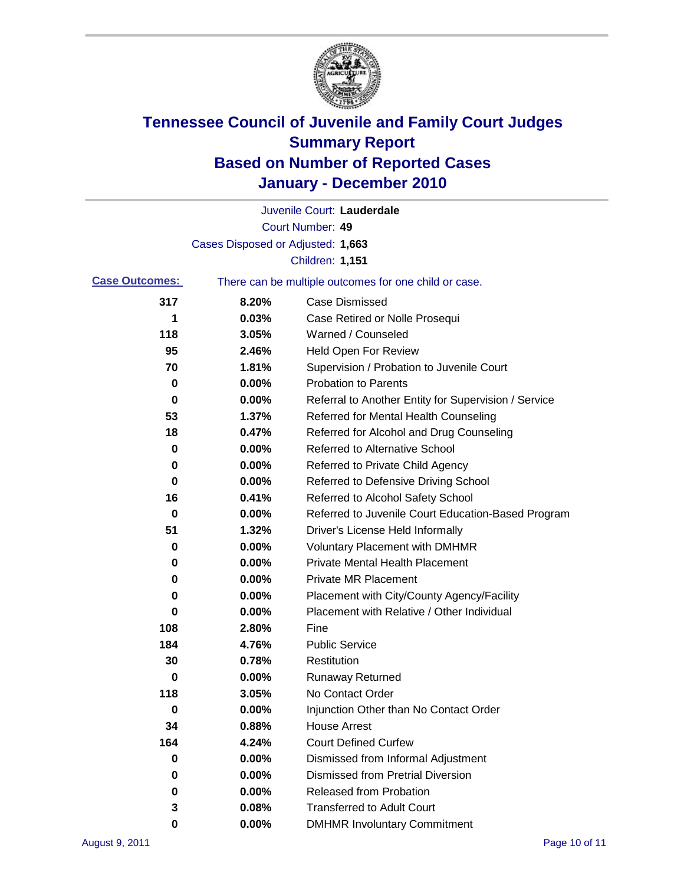# Tennessee Council of Juvenile and Family Court Judges
## Summary Report
## Based on Number of Reported Cases
## January - December 2010

Juvenile Court: **Lauderdale**

Court Number: **49**

Cases Disposed or Adjusted: **1,663**

Children: **1,151**

**Case Outcomes:** There can be multiple outcomes for one child or case.

| Count | Percent | Outcome |
|---|---|---|
| 317 | 8.20% | Case Dismissed |
| 1 | 0.03% | Case Retired or Nolle Prosequi |
| 118 | 3.05% | Warned / Counseled |
| 95 | 2.46% | Held Open For Review |
| 70 | 1.81% | Supervision / Probation to Juvenile Court |
| 0 | 0.00% | Probation to Parents |
| 0 | 0.00% | Referral to Another Entity for Supervision / Service |
| 53 | 1.37% | Referred for Mental Health Counseling |
| 18 | 0.47% | Referred for Alcohol and Drug Counseling |
| 0 | 0.00% | Referred to Alternative School |
| 0 | 0.00% | Referred to Private Child Agency |
| 0 | 0.00% | Referred to Defensive Driving School |
| 16 | 0.41% | Referred to Alcohol Safety School |
| 0 | 0.00% | Referred to Juvenile Court Education-Based Program |
| 51 | 1.32% | Driver's License Held Informally |
| 0 | 0.00% | Voluntary Placement with DMHMR |
| 0 | 0.00% | Private Mental Health Placement |
| 0 | 0.00% | Private MR Placement |
| 0 | 0.00% | Placement with City/County Agency/Facility |
| 0 | 0.00% | Placement with Relative / Other Individual |
| 108 | 2.80% | Fine |
| 184 | 4.76% | Public Service |
| 30 | 0.78% | Restitution |
| 0 | 0.00% | Runaway Returned |
| 118 | 3.05% | No Contact Order |
| 0 | 0.00% | Injunction Other than No Contact Order |
| 34 | 0.88% | House Arrest |
| 164 | 4.24% | Court Defined Curfew |
| 0 | 0.00% | Dismissed from Informal Adjustment |
| 0 | 0.00% | Dismissed from Pretrial Diversion |
| 0 | 0.00% | Released from Probation |
| 3 | 0.08% | Transferred to Adult Court |
| 0 | 0.00% | DMHMR Involuntary Commitment |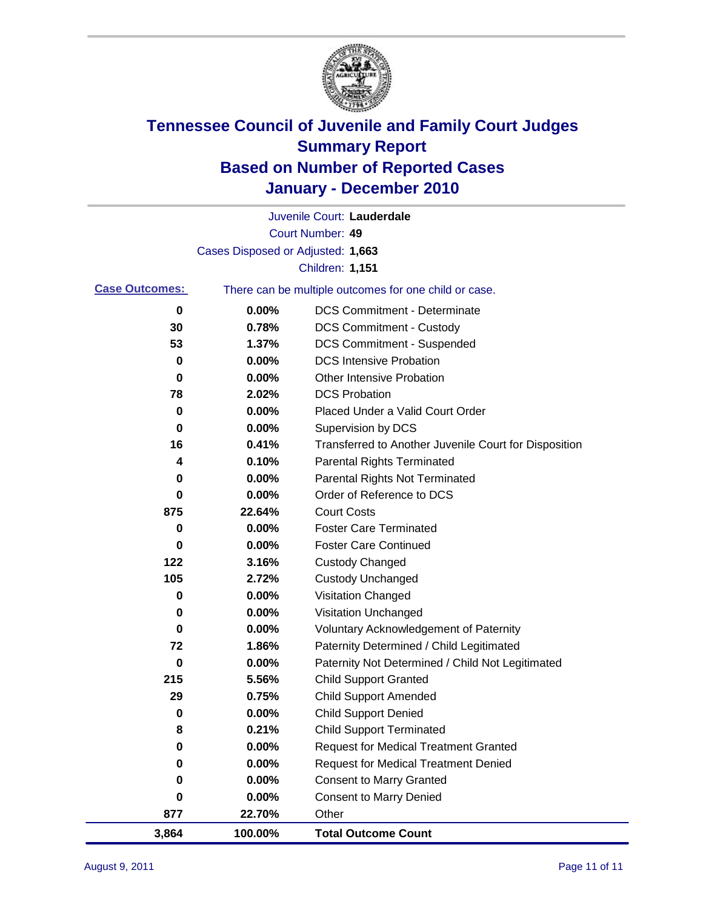# Tennessee Council of Juvenile and Family Court Judges
## Summary Report
## Based on Number of Reported Cases
## January - December 2010

Juvenile Court: **Lauderdale**

Court Number: **49**

Cases Disposed or Adjusted: **1,663**

Children: **1,151**

**Case Outcomes:** There can be multiple outcomes for one child or case.

| | | |
|---|---|---|
| 0 | 0.00% | DCS Commitment - Determinate |
| 30 | 0.78% | DCS Commitment - Custody |
| 53 | 1.37% | DCS Commitment - Suspended |
| 0 | 0.00% | DCS Intensive Probation |
| 0 | 0.00% | Other Intensive Probation |
| 78 | 2.02% | DCS Probation |
| 0 | 0.00% | Placed Under a Valid Court Order |
| 0 | 0.00% | Supervision by DCS |
| 16 | 0.41% | Transferred to Another Juvenile Court for Disposition |
| 4 | 0.10% | Parental Rights Terminated |
| 0 | 0.00% | Parental Rights Not Terminated |
| 0 | 0.00% | Order of Reference to DCS |
| 875 | 22.64% | Court Costs |
| 0 | 0.00% | Foster Care Terminated |
| 0 | 0.00% | Foster Care Continued |
| 122 | 3.16% | Custody Changed |
| 105 | 2.72% | Custody Unchanged |
| 0 | 0.00% | Visitation Changed |
| 0 | 0.00% | Visitation Unchanged |
| 0 | 0.00% | Voluntary Acknowledgement of Paternity |
| 72 | 1.86% | Paternity Determined / Child Legitimated |
| 0 | 0.00% | Paternity Not Determined / Child Not Legitimated |
| 215 | 5.56% | Child Support Granted |
| 29 | 0.75% | Child Support Amended |
| 0 | 0.00% | Child Support Denied |
| 8 | 0.21% | Child Support Terminated |
| 0 | 0.00% | Request for Medical Treatment Granted |
| 0 | 0.00% | Request for Medical Treatment Denied |
| 0 | 0.00% | Consent to Marry Granted |
| 0 | 0.00% | Consent to Marry Denied |
| 877 | 22.70% | Other |
| **3,864** | **100.00%** | **Total Outcome Count** |